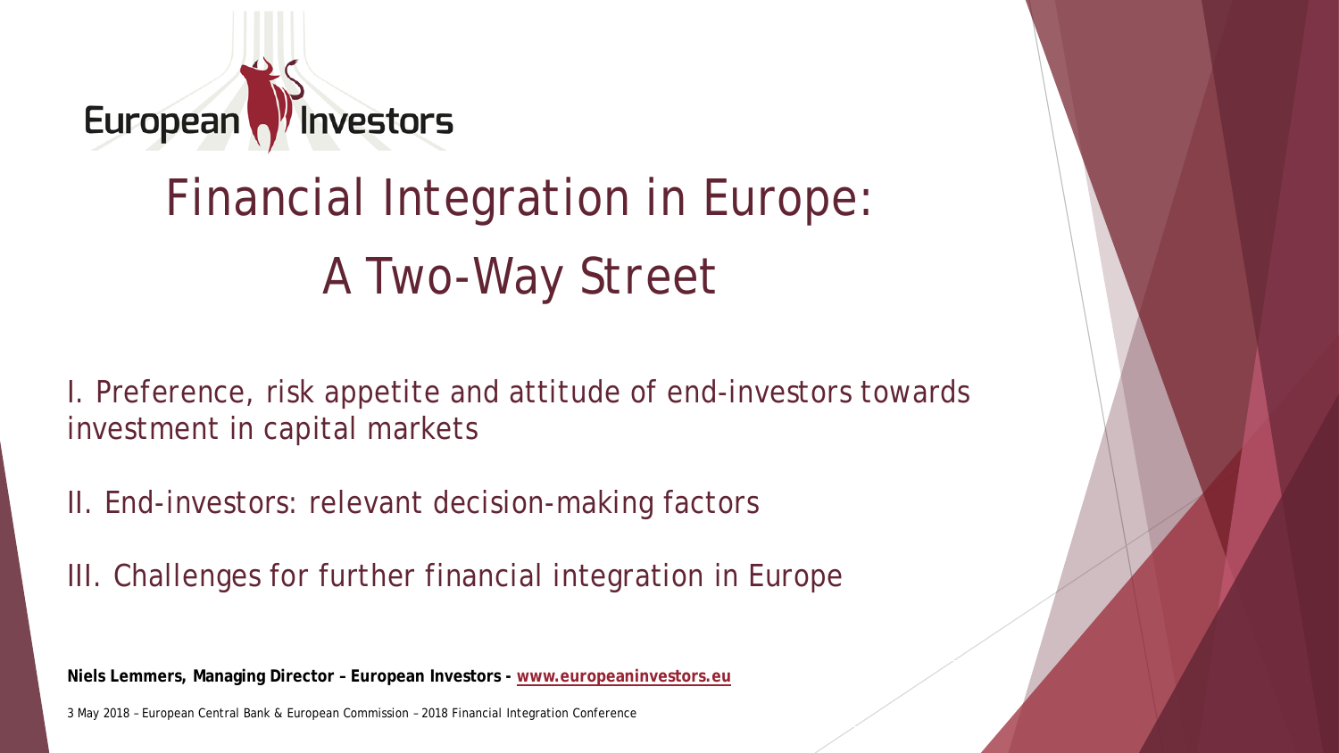European Investors

# Financial Integration in Europe: A Two-Way Street

I. Preference, risk appetite and attitude of end-investors towards investment in capital markets

II. End-investors: relevant decision-making factors

III. Challenges for further financial integration in Europe

**Niels Lemmers, Managing Director – European Investors - www.europeaninvestors.eu**

3 May 2018 – European Central Bank & European Commission – 2018 Financial Integration Conference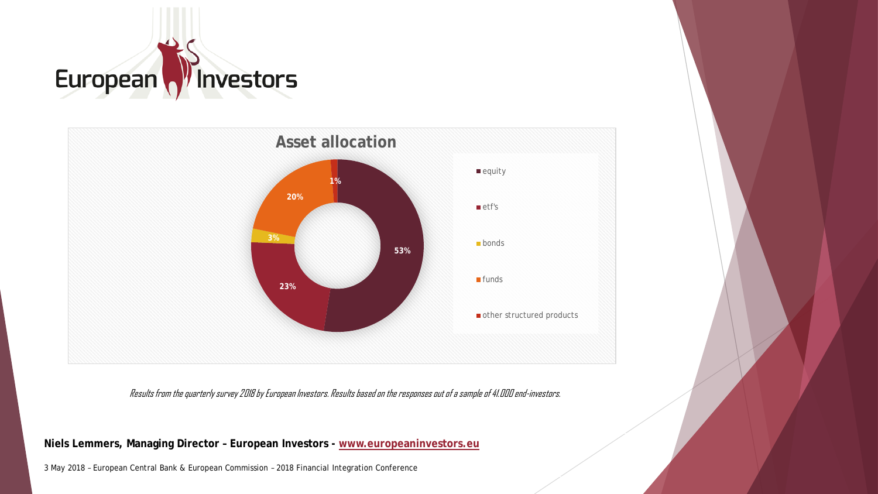European Investors

## Asset allocation

| Category | Share |
| --- | --- |
| equity | 53% |
| etf's | 23% |
| bonds | 3% |
| funds | 20% |
| other structured products | 1% |

*Results from the quarterly survey 2018 by European Investors. Results based on the responses out of a sample of 41.000 end-investors.*

**Niels Lemmers, Managing Director – European Investors - www.europeaninvestors.eu**

3 May 2018 – European Central Bank & European Commission – 2018 Financial Integration Conference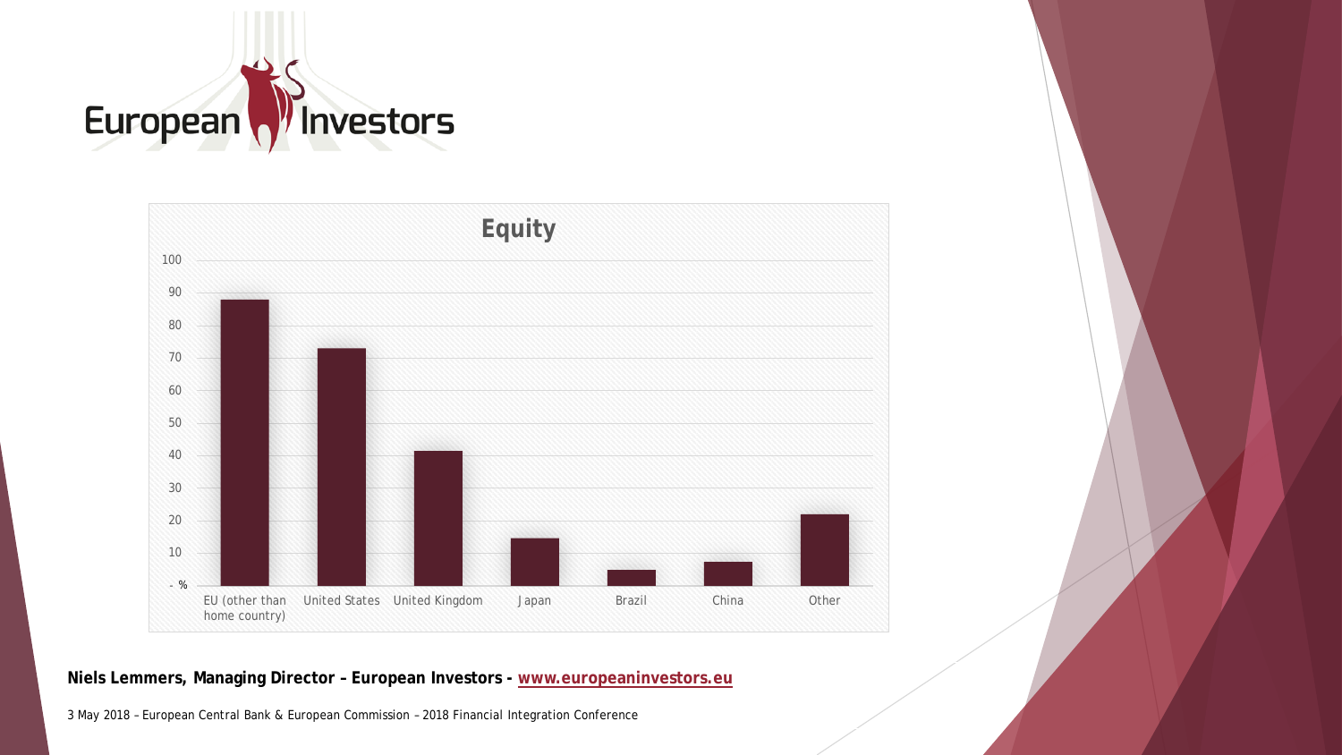European Investors

## Equity

| Region | % |
|---|---|
| EU (other than home country) | 88 |
| United States | 73 |
| United Kingdom | 41 |
| Japan | 15 |
| Brazil | 5 |
| China | 7 |
| Other | 22 |

**Niels Lemmers, Managing Director – European Investors - www.europeaninvestors.eu**

3 May 2018 – European Central Bank & European Commission – 2018 Financial Integration Conference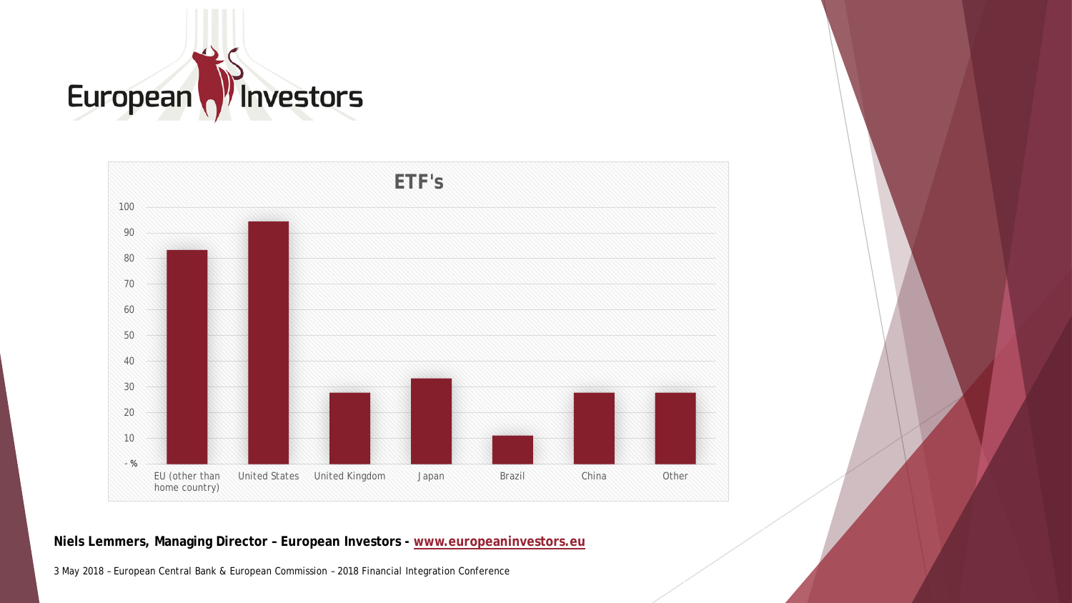European Investors

## ETF's

| | EU (other than home country) | United States | United Kingdom | Japan | Brazil | China | Other |
|---|---|---|---|---|---|---|---|
| % | 83 | 94 | 28 | 33 | 11 | 28 | 28 |

**Niels Lemmers, Managing Director – European Investors - www.europeaninvestors.eu**

3 May 2018 – European Central Bank & European Commission – 2018 Financial Integration Conference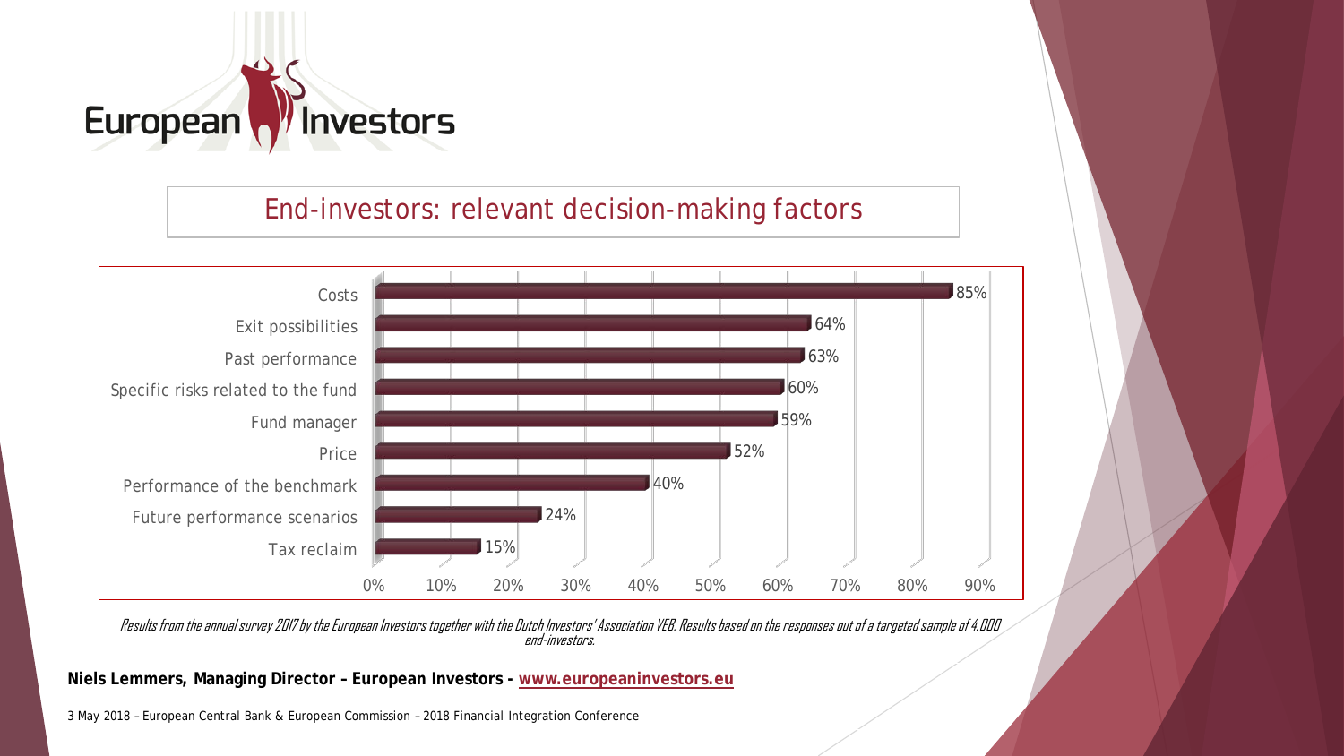European Investors

## End-investors: relevant decision-making factors

| Factor | % |
|---|---|
| Costs | 85% |
| Exit possibilities | 64% |
| Past performance | 63% |
| Specific risks related to the fund | 60% |
| Fund manager | 59% |
| Price | 52% |
| Performance of the benchmark | 40% |
| Future performance scenarios | 24% |
| Tax reclaim | 15% |

*Results from the annual survey 2017 by the European Investors together with the Dutch Investors' Association VEB. Results based on the responses out of a targeted sample of 4.000 end-investors.*

**Niels Lemmers, Managing Director – European Investors - www.europeaninvestors.eu**

3 May 2018 – European Central Bank & European Commission – 2018 Financial Integration Conference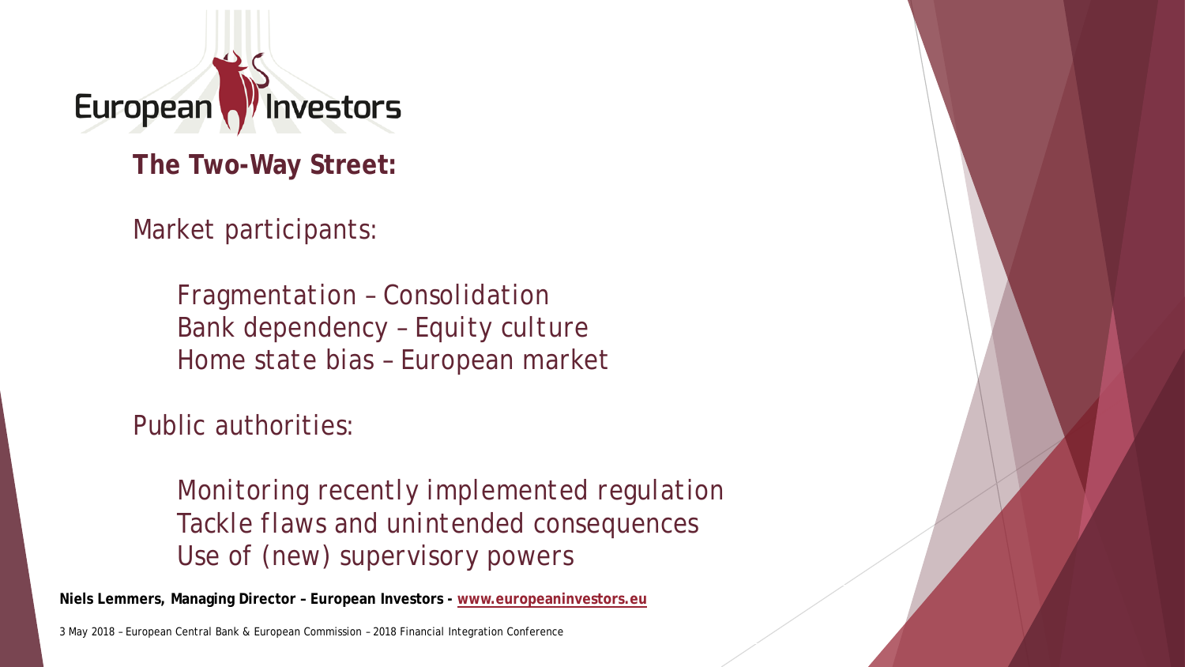European Investors

## The Two-Way Street:

Market participants:

Fragmentation – Consolidation
Bank dependency – Equity culture
Home state bias – European market

Public authorities:

Monitoring recently implemented regulation
Tackle flaws and unintended consequences
Use of (new) supervisory powers

**Niels Lemmers, Managing Director – European Investors - www.europeaninvestors.eu**

3 May 2018 – European Central Bank & European Commission – 2018 Financial Integration Conference